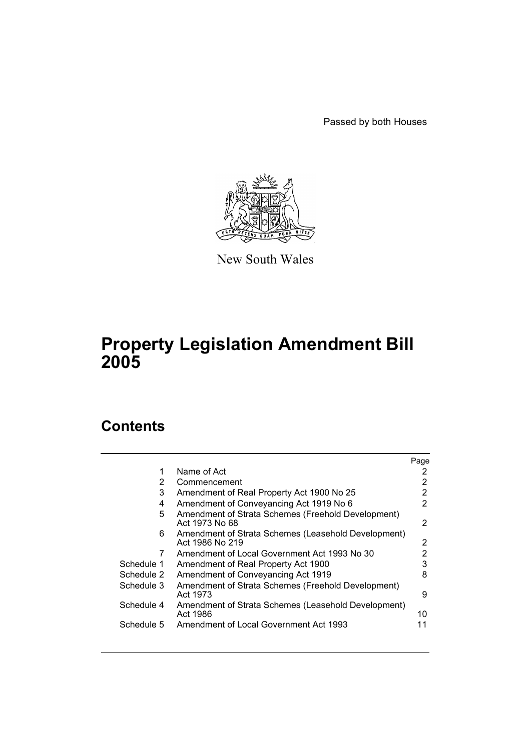Passed by both Houses

New South Wales

# Property Legislation Amendment Bill 2005

## Contents

| | | Page |
|---|---|---|
| 1 | Name of Act | 2 |
| 2 | Commencement | 2 |
| 3 | Amendment of Real Property Act 1900 No 25 | 2 |
| 4 | Amendment of Conveyancing Act 1919 No 6 | 2 |
| 5 | Amendment of Strata Schemes (Freehold Development) Act 1973 No 68 | 2 |
| 6 | Amendment of Strata Schemes (Leasehold Development) Act 1986 No 219 | 2 |
| 7 | Amendment of Local Government Act 1993 No 30 | 2 |
| Schedule 1 | Amendment of Real Property Act 1900 | 3 |
| Schedule 2 | Amendment of Conveyancing Act 1919 | 8 |
| Schedule 3 | Amendment of Strata Schemes (Freehold Development) Act 1973 | 9 |
| Schedule 4 | Amendment of Strata Schemes (Leasehold Development) Act 1986 | 10 |
| Schedule 5 | Amendment of Local Government Act 1993 | 11 |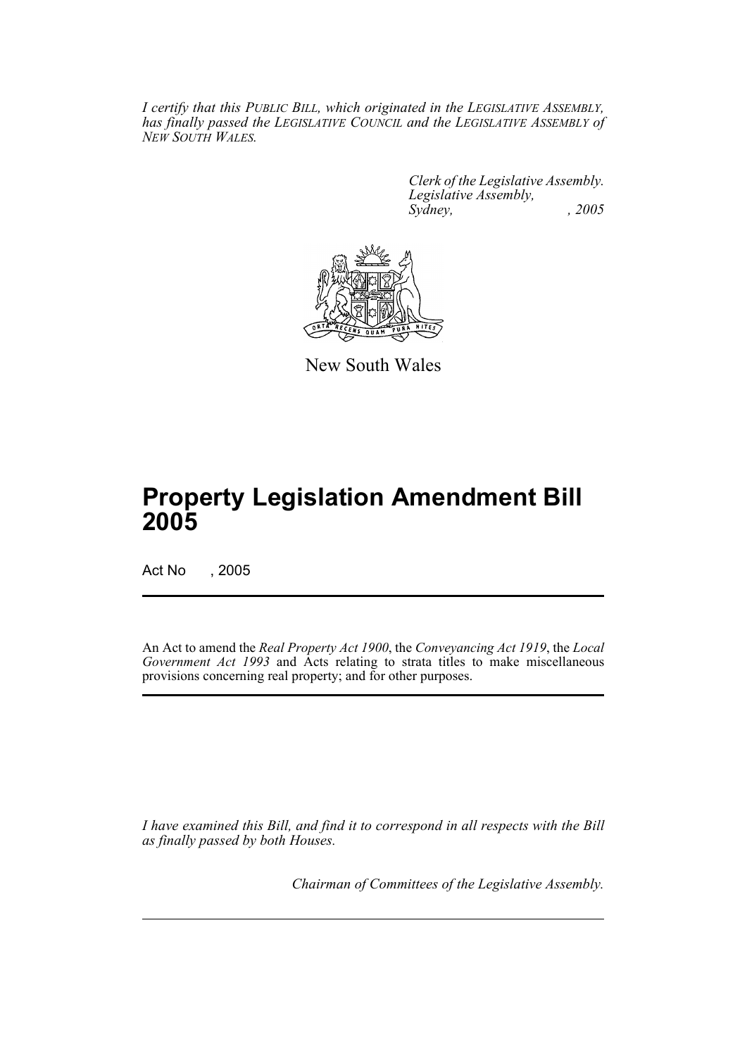*I certify that this PUBLIC BILL, which originated in the LEGISLATIVE ASSEMBLY, has finally passed the LEGISLATIVE COUNCIL and the LEGISLATIVE ASSEMBLY of NEW SOUTH WALES.*

*Clerk of the Legislative Assembly.*
*Legislative Assembly,*
*Sydney, , 2005*

New South Wales

# Property Legislation Amendment Bill 2005

Act No , 2005

An Act to amend the *Real Property Act 1900*, the *Conveyancing Act 1919*, the *Local Government Act 1993* and Acts relating to strata titles to make miscellaneous provisions concerning real property; and for other purposes.

*I have examined this Bill, and find it to correspond in all respects with the Bill as finally passed by both Houses.*

*Chairman of Committees of the Legislative Assembly.*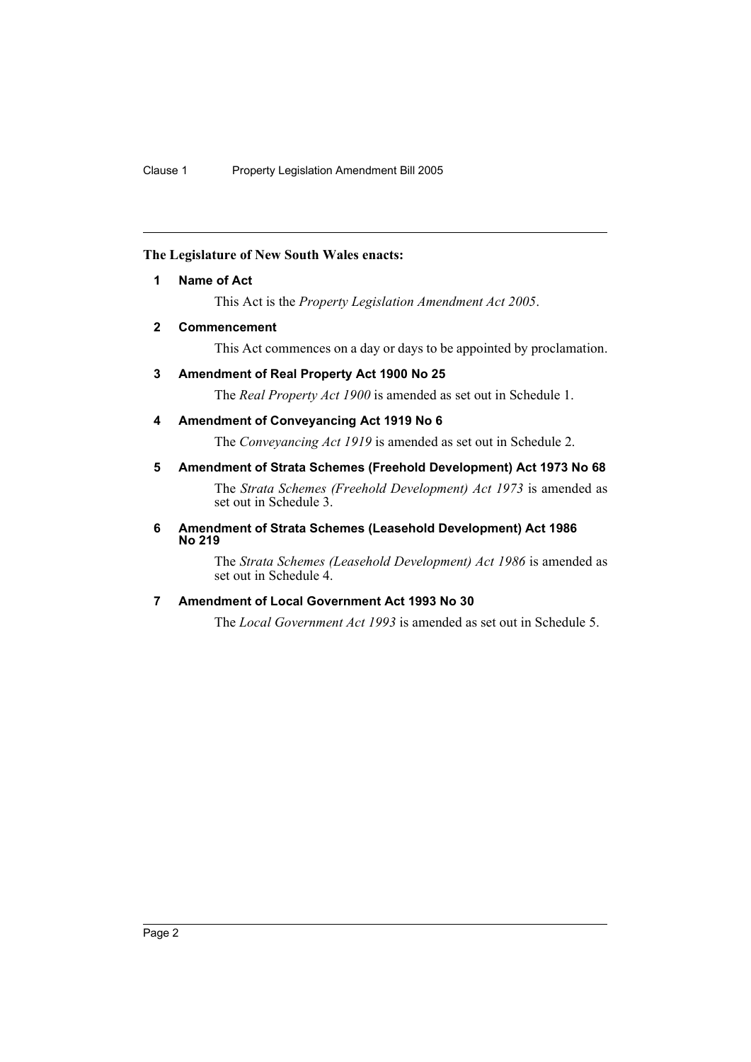**The Legislature of New South Wales enacts:**

## 1 Name of Act

This Act is the *Property Legislation Amendment Act 2005*.

## 2 Commencement

This Act commences on a day or days to be appointed by proclamation.

## 3 Amendment of Real Property Act 1900 No 25

The *Real Property Act 1900* is amended as set out in Schedule 1.

## 4 Amendment of Conveyancing Act 1919 No 6

The *Conveyancing Act 1919* is amended as set out in Schedule 2.

## 5 Amendment of Strata Schemes (Freehold Development) Act 1973 No 68

The *Strata Schemes (Freehold Development) Act 1973* is amended as set out in Schedule 3.

## 6 Amendment of Strata Schemes (Leasehold Development) Act 1986 No 219

The *Strata Schemes (Leasehold Development) Act 1986* is amended as set out in Schedule 4.

## 7 Amendment of Local Government Act 1993 No 30

The *Local Government Act 1993* is amended as set out in Schedule 5.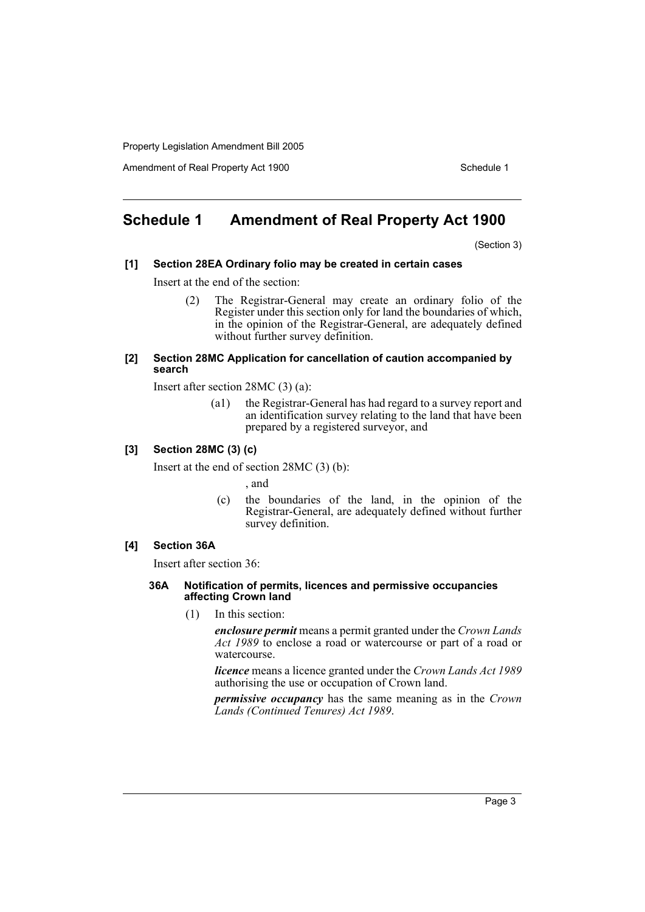## Schedule 1 Amendment of Real Property Act 1900

(Section 3)

### [1] Section 28EA Ordinary folio may be created in certain cases

Insert at the end of the section:

> (2) The Registrar-General may create an ordinary folio of the Register under this section only for land the boundaries of which, in the opinion of the Registrar-General, are adequately defined without further survey definition.

### [2] Section 28MC Application for cancellation of caution accompanied by search

Insert after section 28MC (3) (a):

> (a1) the Registrar-General has had regard to a survey report and an identification survey relating to the land that have been prepared by a registered surveyor, and

### [3] Section 28MC (3) (c)

Insert at the end of section 28MC (3) (b):

> , and
>
> (c) the boundaries of the land, in the opinion of the Registrar-General, are adequately defined without further survey definition.

### [4] Section 36A

Insert after section 36:

#### 36A Notification of permits, licences and permissive occupancies affecting Crown land

(1) In this section:

***enclosure permit*** means a permit granted under the *Crown Lands Act 1989* to enclose a road or watercourse or part of a road or watercourse.

***licence*** means a licence granted under the *Crown Lands Act 1989* authorising the use or occupation of Crown land.

***permissive occupancy*** has the same meaning as in the *Crown Lands (Continued Tenures) Act 1989*.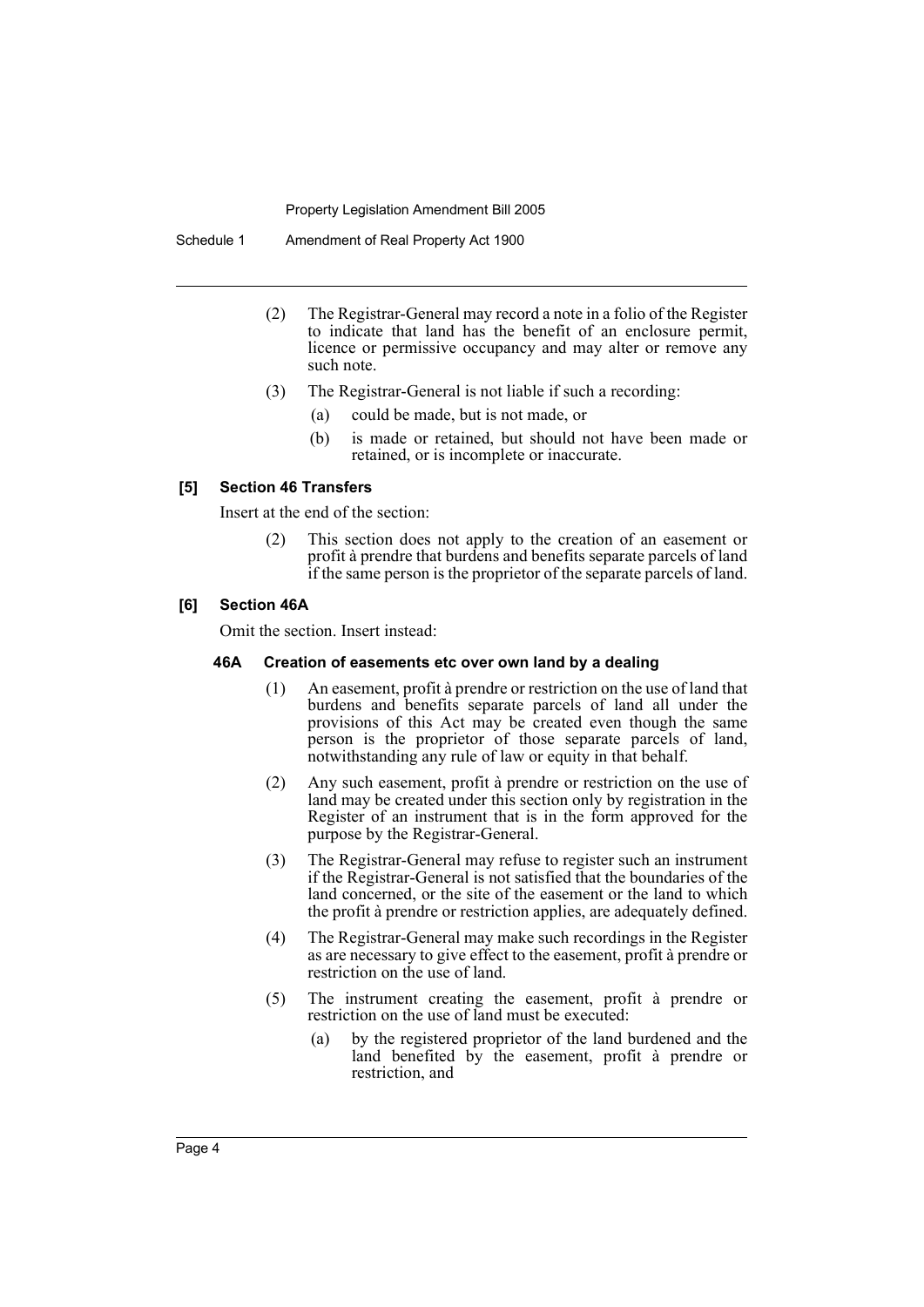(2) The Registrar-General may record a note in a folio of the Register to indicate that land has the benefit of an enclosure permit, licence or permissive occupancy and may alter or remove any such note.

(3) The Registrar-General is not liable if such a recording:

(a) could be made, but is not made, or

(b) is made or retained, but should not have been made or retained, or is incomplete or inaccurate.

### [5] Section 46 Transfers

Insert at the end of the section:

(2) This section does not apply to the creation of an easement or profit à prendre that burdens and benefits separate parcels of land if the same person is the proprietor of the separate parcels of land.

### [6] Section 46A

Omit the section. Insert instead:

#### 46A Creation of easements etc over own land by a dealing

(1) An easement, profit à prendre or restriction on the use of land that burdens and benefits separate parcels of land all under the provisions of this Act may be created even though the same person is the proprietor of those separate parcels of land, notwithstanding any rule of law or equity in that behalf.

(2) Any such easement, profit à prendre or restriction on the use of land may be created under this section only by registration in the Register of an instrument that is in the form approved for the purpose by the Registrar-General.

(3) The Registrar-General may refuse to register such an instrument if the Registrar-General is not satisfied that the boundaries of the land concerned, or the site of the easement or the land to which the profit à prendre or restriction applies, are adequately defined.

(4) The Registrar-General may make such recordings in the Register as are necessary to give effect to the easement, profit à prendre or restriction on the use of land.

(5) The instrument creating the easement, profit à prendre or restriction on the use of land must be executed:

(a) by the registered proprietor of the land burdened and the land benefited by the easement, profit à prendre or restriction, and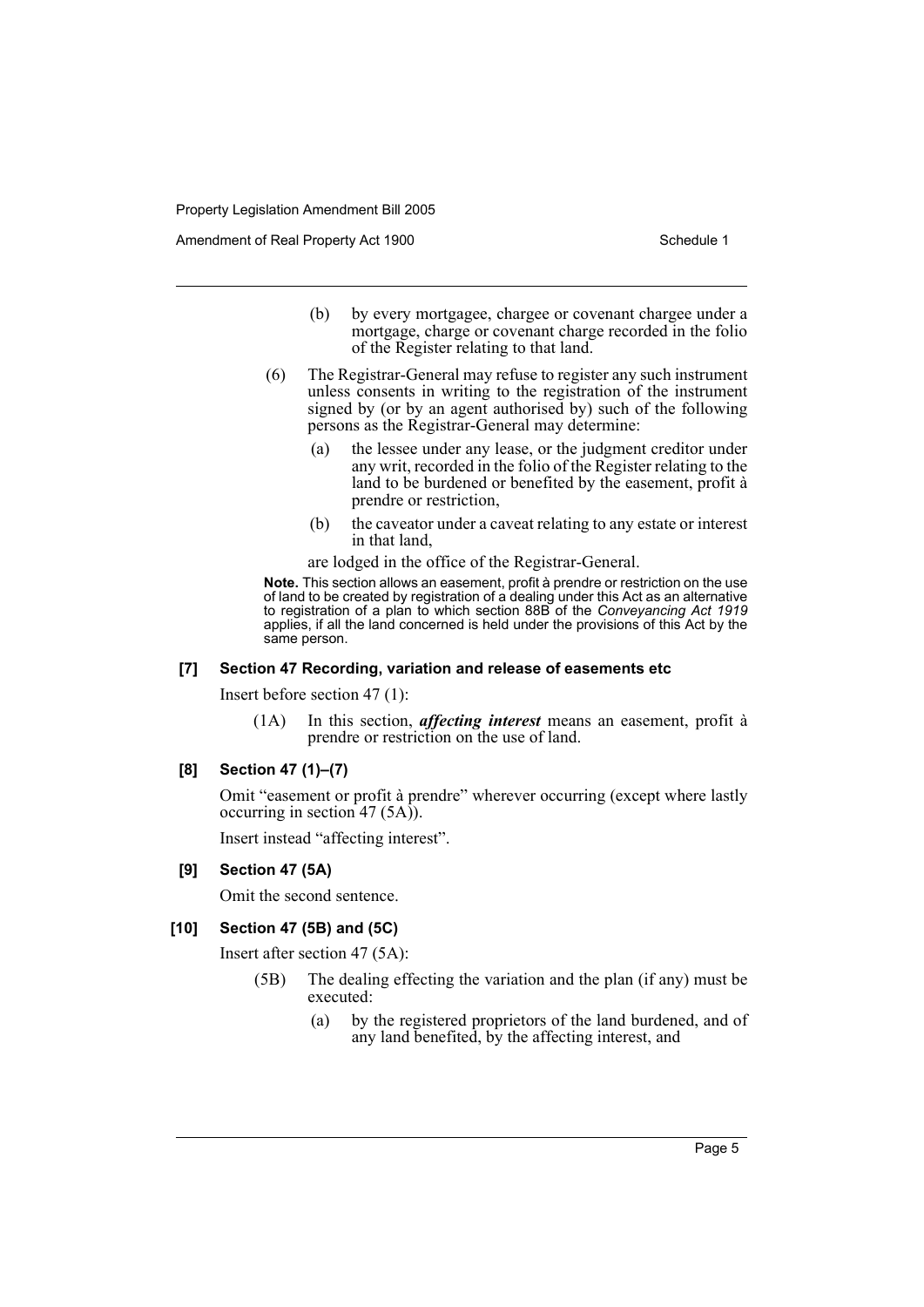(b) by every mortgagee, chargee or covenant chargee under a mortgage, charge or covenant charge recorded in the folio of the Register relating to that land.

(6) The Registrar-General may refuse to register any such instrument unless consents in writing to the registration of the instrument signed by (or by an agent authorised by) such of the following persons as the Registrar-General may determine:

(a) the lessee under any lease, or the judgment creditor under any writ, recorded in the folio of the Register relating to the land to be burdened or benefited by the easement, profit à prendre or restriction,

(b) the caveator under a caveat relating to any estate or interest in that land,

are lodged in the office of the Registrar-General.

**Note.** This section allows an easement, profit à prendre or restriction on the use of land to be created by registration of a dealing under this Act as an alternative to registration of a plan to which section 88B of the *Conveyancing Act 1919* applies, if all the land concerned is held under the provisions of this Act by the same person.

#### [7] Section 47 Recording, variation and release of easements etc

Insert before section 47 (1):

(1A) In this section, ***affecting interest*** means an easement, profit à prendre or restriction on the use of land.

#### [8] Section 47 (1)–(7)

Omit "easement or profit à prendre" wherever occurring (except where lastly occurring in section 47 (5A)).

Insert instead "affecting interest".

#### [9] Section 47 (5A)

Omit the second sentence.

#### [10] Section 47 (5B) and (5C)

Insert after section 47 (5A):

(5B) The dealing effecting the variation and the plan (if any) must be executed:

(a) by the registered proprietors of the land burdened, and of any land benefited, by the affecting interest, and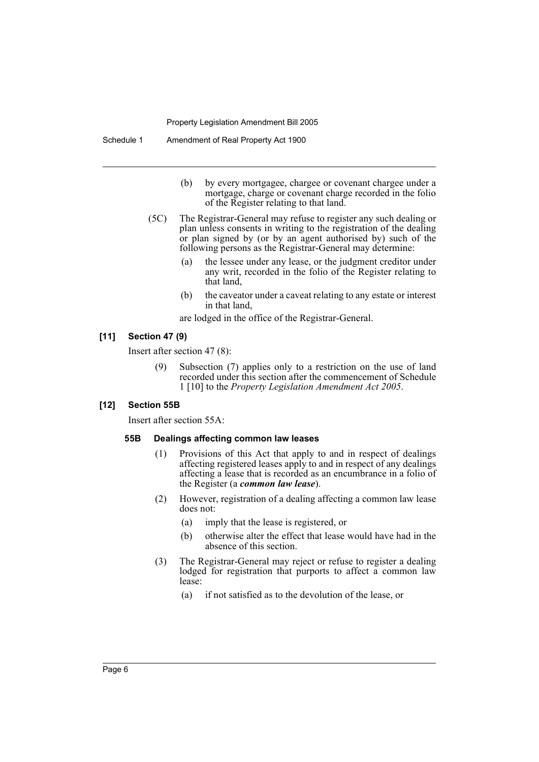(b) by every mortgagee, chargee or covenant chargee under a mortgage, charge or covenant charge recorded in the folio of the Register relating to that land.

(5C) The Registrar-General may refuse to register any such dealing or plan unless consents in writing to the registration of the dealing or plan signed by (or by an agent authorised by) such of the following persons as the Registrar-General may determine:

(a) the lessee under any lease, or the judgment creditor under any writ, recorded in the folio of the Register relating to that land,

(b) the caveator under a caveat relating to any estate or interest in that land,

are lodged in the office of the Registrar-General.

#### [11] Section 47 (9)

Insert after section 47 (8):

(9) Subsection (7) applies only to a restriction on the use of land recorded under this section after the commencement of Schedule 1 [10] to the *Property Legislation Amendment Act 2005*.

#### [12] Section 55B

Insert after section 55A:

**55B Dealings affecting common law leases**

(1) Provisions of this Act that apply to and in respect of dealings affecting registered leases apply to and in respect of any dealings affecting a lease that is recorded as an encumbrance in a folio of the Register (a ***common law lease***).

(2) However, registration of a dealing affecting a common law lease does not:

(a) imply that the lease is registered, or

(b) otherwise alter the effect that lease would have had in the absence of this section.

(3) The Registrar-General may reject or refuse to register a dealing lodged for registration that purports to affect a common law lease:

(a) if not satisfied as to the devolution of the lease, or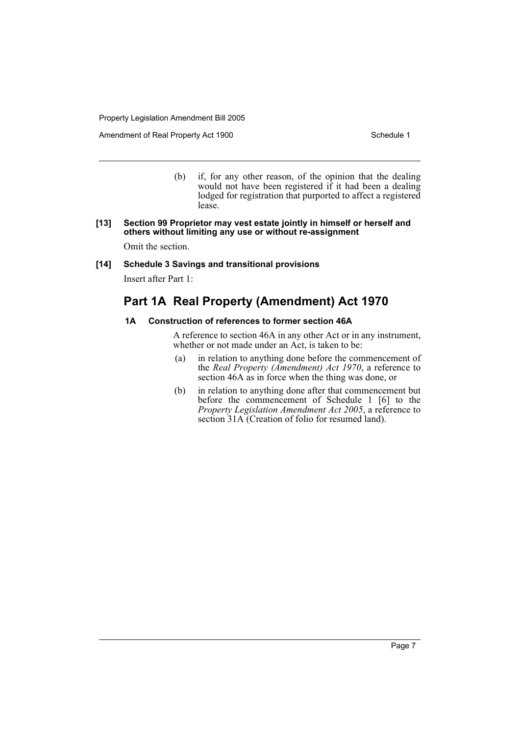(b) if, for any other reason, of the opinion that the dealing would not have been registered if it had been a dealing lodged for registration that purported to affect a registered lease.

**[13] Section 99 Proprietor may vest estate jointly in himself or herself and others without limiting any use or without re-assignment**

Omit the section.

**[14] Schedule 3 Savings and transitional provisions**

Insert after Part 1:

## Part 1A Real Property (Amendment) Act 1970

### 1A Construction of references to former section 46A

A reference to section 46A in any other Act or in any instrument, whether or not made under an Act, is taken to be:

(a) in relation to anything done before the commencement of the *Real Property (Amendment) Act 1970*, a reference to section 46A as in force when the thing was done, or

(b) in relation to anything done after that commencement but before the commencement of Schedule 1 [6] to the *Property Legislation Amendment Act 2005*, a reference to section 31A (Creation of folio for resumed land).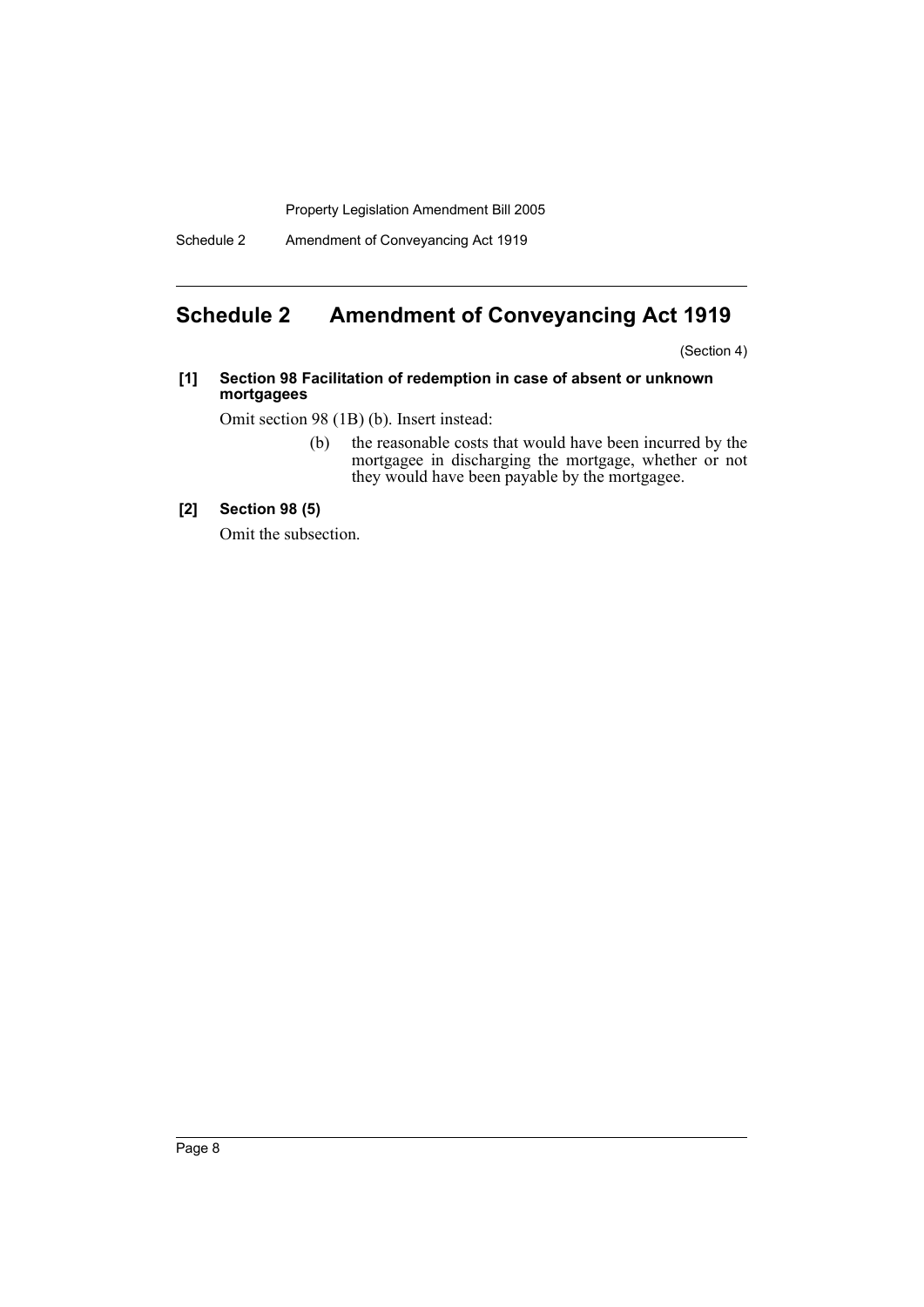## Schedule 2 Amendment of Conveyancing Act 1919

(Section 4)

**[1] Section 98 Facilitation of redemption in case of absent or unknown mortgagees**

Omit section 98 (1B) (b). Insert instead:

(b) the reasonable costs that would have been incurred by the mortgagee in discharging the mortgage, whether or not they would have been payable by the mortgagee.

**[2] Section 98 (5)**

Omit the subsection.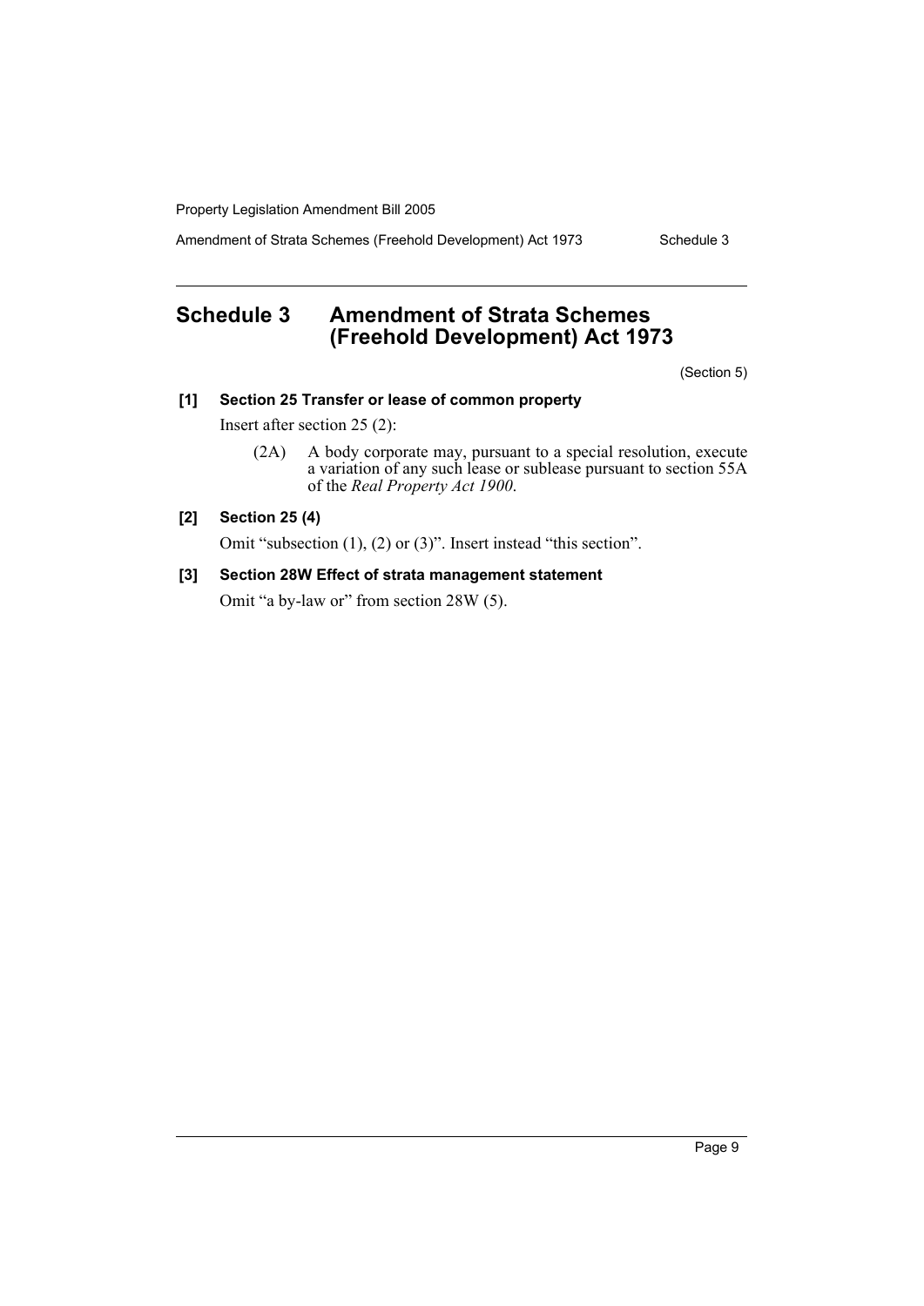# Schedule 3 Amendment of Strata Schemes (Freehold Development) Act 1973

(Section 5)

**[1] Section 25 Transfer or lease of common property**

Insert after section 25 (2):

> (2A) A body corporate may, pursuant to a special resolution, execute a variation of any such lease or sublease pursuant to section 55A of the *Real Property Act 1900*.

**[2] Section 25 (4)**

Omit "subsection (1), (2) or (3)". Insert instead "this section".

**[3] Section 28W Effect of strata management statement**

Omit "a by-law or" from section 28W (5).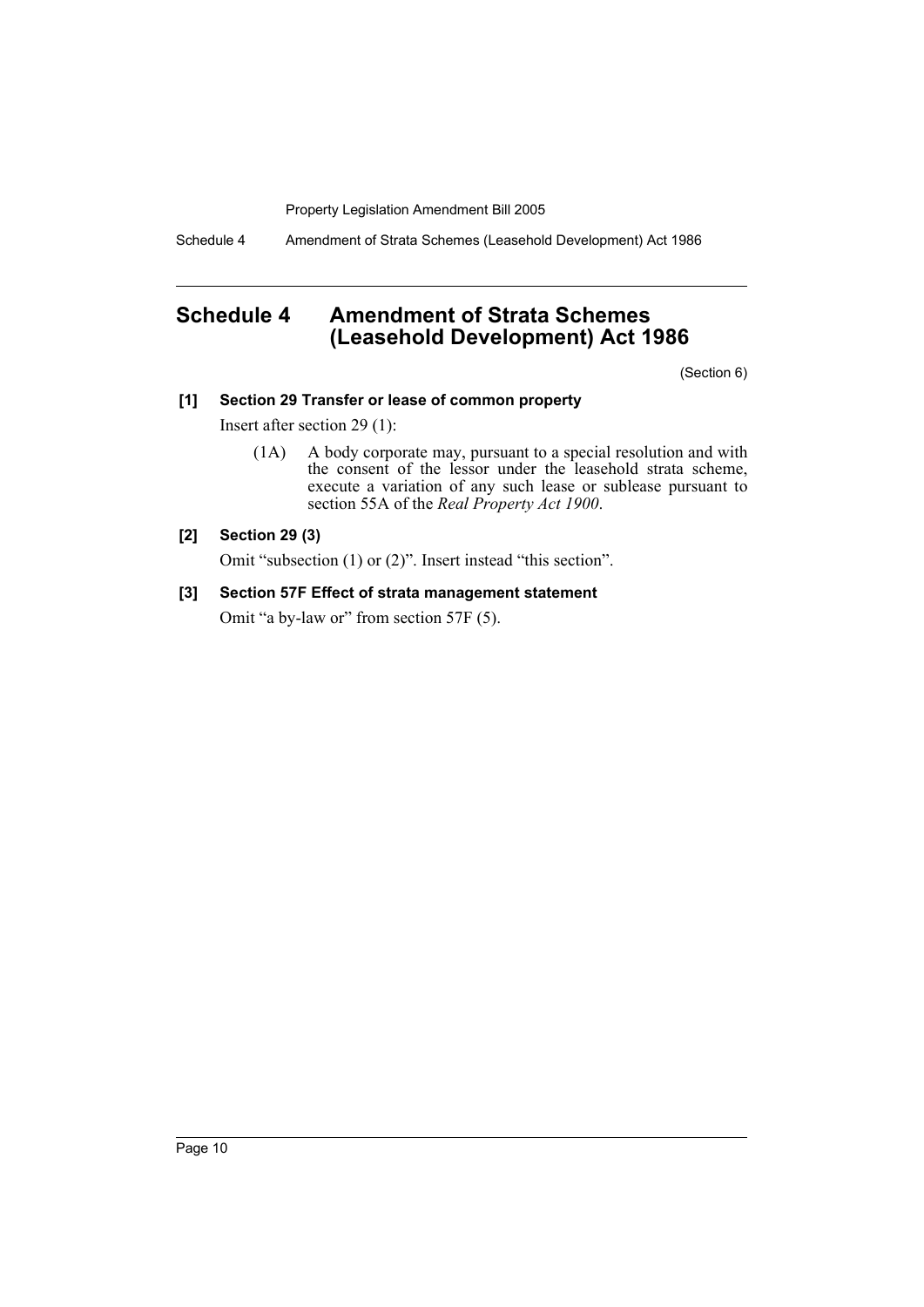# Schedule 4 Amendment of Strata Schemes (Leasehold Development) Act 1986

(Section 6)

**[1] Section 29 Transfer or lease of common property**

Insert after section 29 (1):

> (1A) A body corporate may, pursuant to a special resolution and with the consent of the lessor under the leasehold strata scheme, execute a variation of any such lease or sublease pursuant to section 55A of the *Real Property Act 1900*.

**[2] Section 29 (3)**

Omit "subsection (1) or (2)". Insert instead "this section".

**[3] Section 57F Effect of strata management statement**

Omit "a by-law or" from section 57F (5).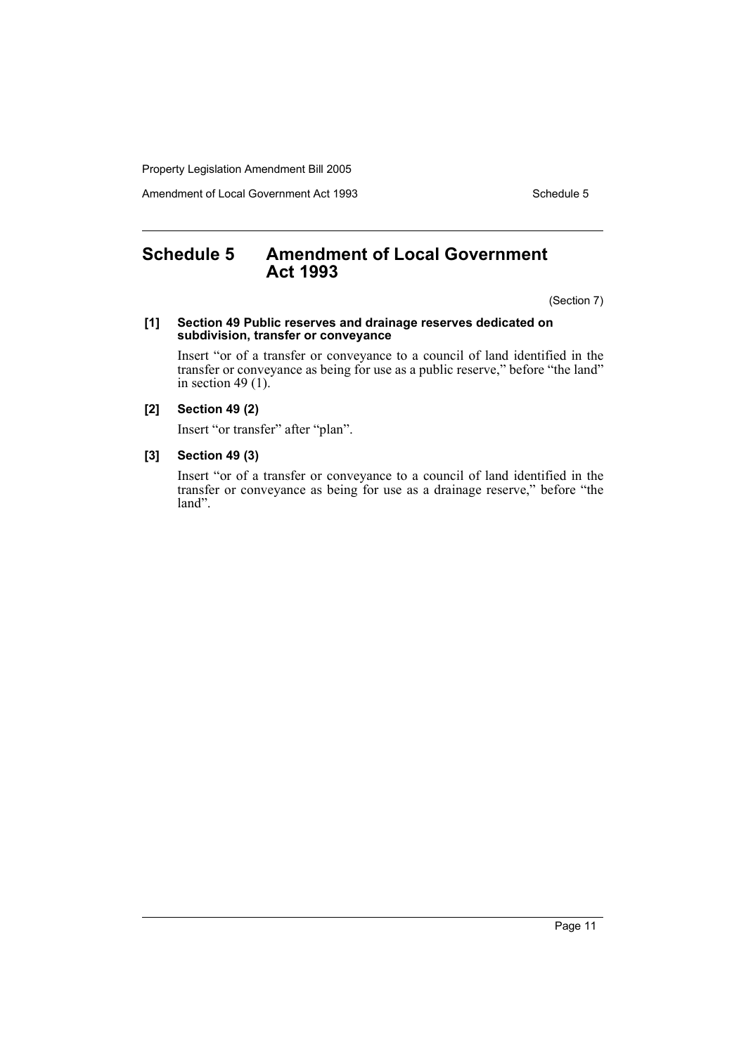## Schedule 5 Amendment of Local Government Act 1993

(Section 7)

**[1] Section 49 Public reserves and drainage reserves dedicated on subdivision, transfer or conveyance**

Insert "or of a transfer or conveyance to a council of land identified in the transfer or conveyance as being for use as a public reserve," before "the land" in section 49 (1).

**[2] Section 49 (2)**

Insert "or transfer" after "plan".

**[3] Section 49 (3)**

Insert "or of a transfer or conveyance to a council of land identified in the transfer or conveyance as being for use as a drainage reserve," before "the land".